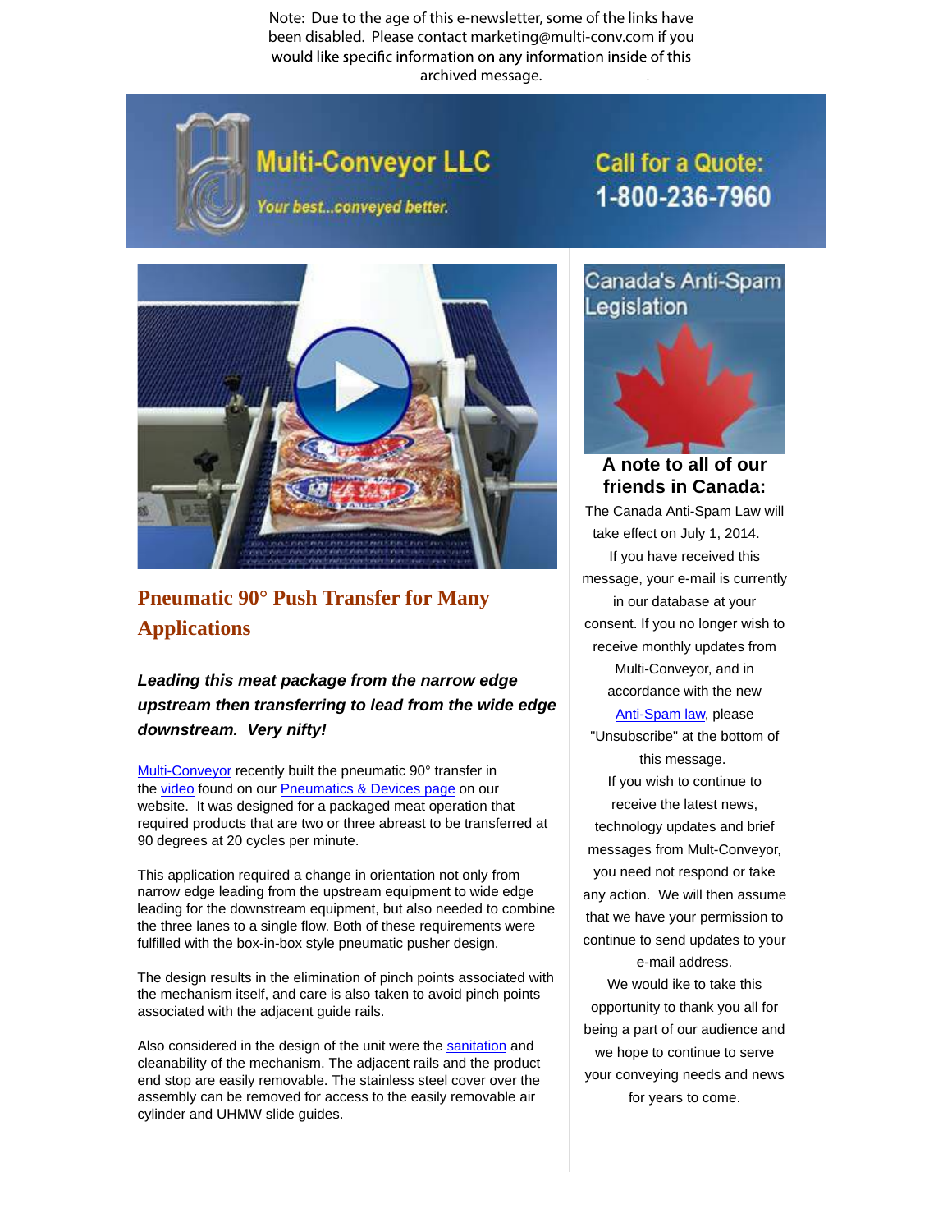Note: Due to the age of this e-newsletter, some of the links have been disabled. Please contact marketing@multi-conv.com if you would like specific information on any information inside of this archived message.

**Multi-Conveyor LLC**

*Your best...conveyed better.*

**Call for a Quote: 1-800-236-7960**

## Pneumatic 90° Push Transfer for Many Applications

***Leading this meat package from the narrow edge upstream then transferring to lead from the wide edge downstream. Very nifty!***

Multi-Conveyor recently built the pneumatic 90° transfer in the video found on our Pneumatics & Devices page on our website. It was designed for a packaged meat operation that required products that are two or three abreast to be transferred at 90 degrees at 20 cycles per minute.

This application required a change in orientation not only from narrow edge leading from the upstream equipment to wide edge leading for the downstream equipment, but also needed to combine the three lanes to a single flow. Both of these requirements were fulfilled with the box-in-box style pneumatic pusher design.

The design results in the elimination of pinch points associated with the mechanism itself, and care is also taken to avoid pinch points associated with the adjacent guide rails.

Also considered in the design of the unit were the sanitation and cleanability of the mechanism. The adjacent rails and the product end stop are easily removable. The stainless steel cover over the assembly can be removed for access to the easily removable air cylinder and UHMW slide guides.

Canada's Anti-Spam Legislation

### A note to all of our friends in Canada:

The Canada Anti-Spam Law will take effect on July 1, 2014.

If you have received this message, your e-mail is currently in our database at your consent. If you no longer wish to receive monthly updates from Multi-Conveyor, and in accordance with the new Anti-Spam law, please "Unsubscribe" at the bottom of this message.

If you wish to continue to receive the latest news, technology updates and brief messages from Mult-Conveyor, you need not respond or take any action. We will then assume that we have your permission to continue to send updates to your e-mail address.

We would ike to take this opportunity to thank you all for being a part of our audience and we hope to continue to serve your conveying needs and news for years to come.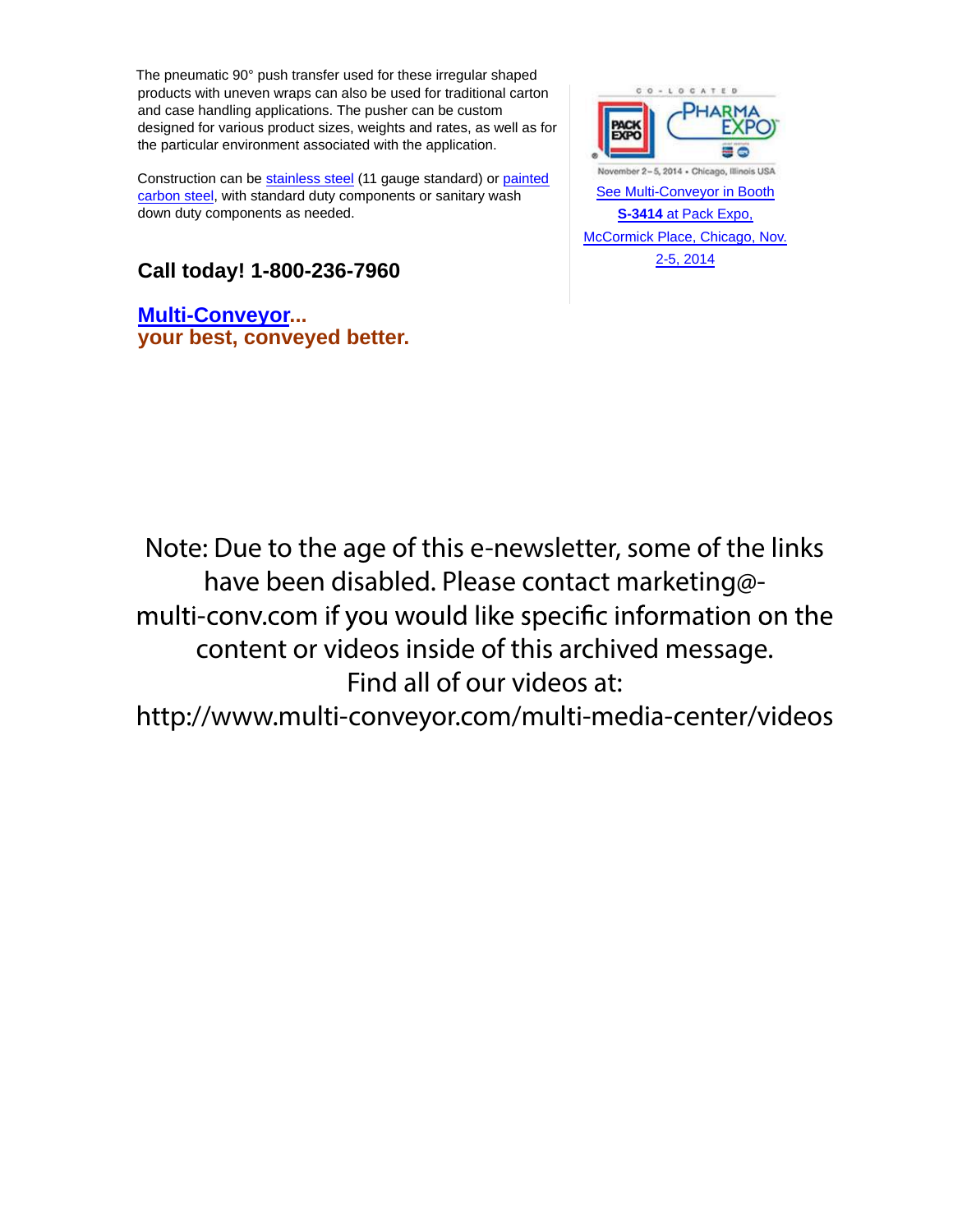The pneumatic 90° push transfer used for these irregular shaped products with uneven wraps can also be used for traditional carton and case handling applications. The pusher can be custom designed for various product sizes, weights and rates, as well as for the particular environment associated with the application.

Construction can be stainless steel (11 gauge standard) or painted carbon steel, with standard duty components or sanitary wash down duty components as needed.

**Call today! 1-800-236-7960**

**Multi-Conveyor...**
**your best, conveyed better.**

CO-LOCATED PACK EXPO PHARMA EXPO

November 2–5, 2014 • Chicago, Illinois USA

See Multi-Conveyor in Booth **S-3414** at Pack Expo, McCormick Place, Chicago, Nov. 2-5, 2014

Note: Due to the age of this e-newsletter, some of the links have been disabled. Please contact marketing@-multi-conv.com if you would like specific information on the content or videos inside of this archived message.
Find all of our videos at:
http://www.multi-conveyor.com/multi-media-center/videos